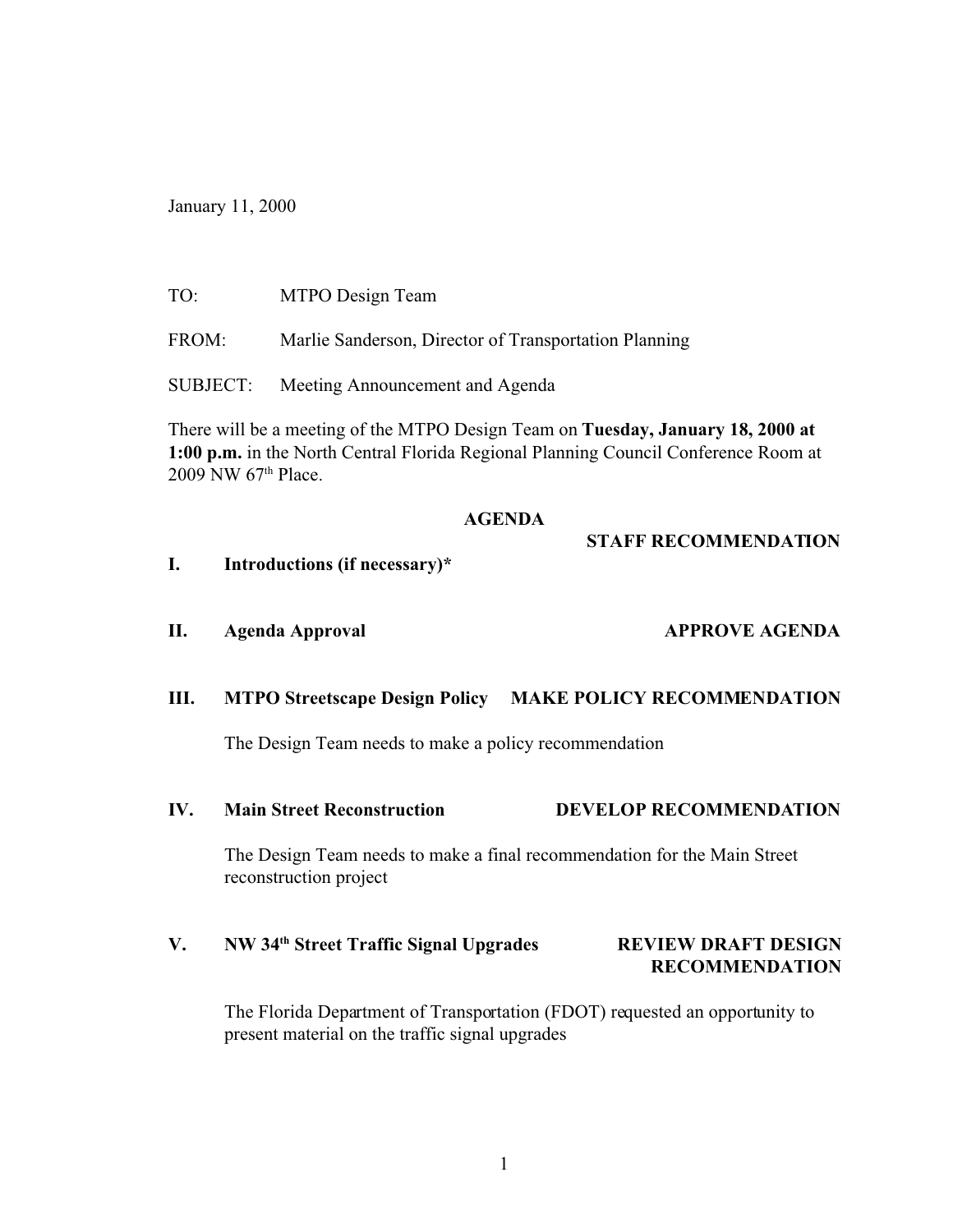January 11, 2000

TO: MTPO Design Team

FROM: Marlie Sanderson, Director of Transportation Planning

SUBJECT: Meeting Announcement and Agenda

There will be a meeting of the MTPO Design Team on **Tuesday, January 18, 2000 at 1:00 p.m.** in the North Central Florida Regional Planning Council Conference Room at 2009 NW 67th Place.

## AGENDA

**STAFF RECOMMENDATION**

**I. Introductions (if necessary)***

**II. Agenda Approval** — **APPROVE AGENDA**

**III. MTPO Streetscape Design Policy** — **MAKE POLICY RECOMMENDATION**

The Design Team needs to make a policy recommendation

**IV. Main Street Reconstruction** — **DEVELOP RECOMMENDATION**

The Design Team needs to make a final recommendation for the Main Street reconstruction project

**V. NW 34th Street Traffic Signal Upgrades** — **REVIEW DRAFT DESIGN RECOMMENDATION**

The Florida Department of Transportation (FDOT) requested an opportunity to present material on the traffic signal upgrades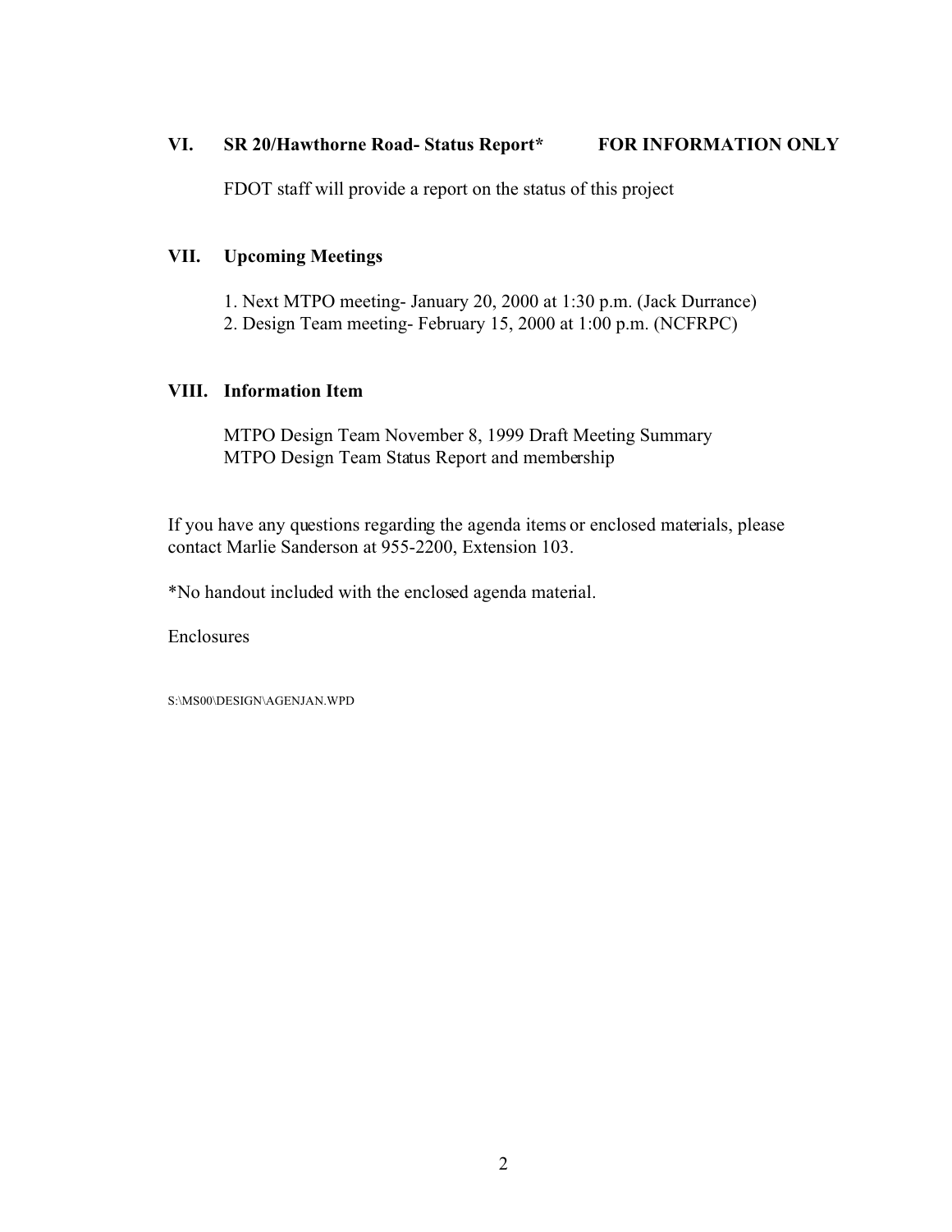**VI. SR 20/Hawthorne Road- Status Report*  FOR INFORMATION ONLY**

FDOT staff will provide a report on the status of this project

**VII. Upcoming Meetings**

1. Next MTPO meeting- January 20, 2000 at 1:30 p.m. (Jack Durrance)
2. Design Team meeting- February 15, 2000 at 1:00 p.m. (NCFRPC)

**VIII. Information Item**

MTPO Design Team November 8, 1999 Draft Meeting Summary
MTPO Design Team Status Report and membership

If you have any questions regarding the agenda items or enclosed materials, please contact Marlie Sanderson at 955-2200, Extension 103.

*No handout included with the enclosed agenda material.

Enclosures

S:\MS00\DESIGN\AGENJAN.WPD